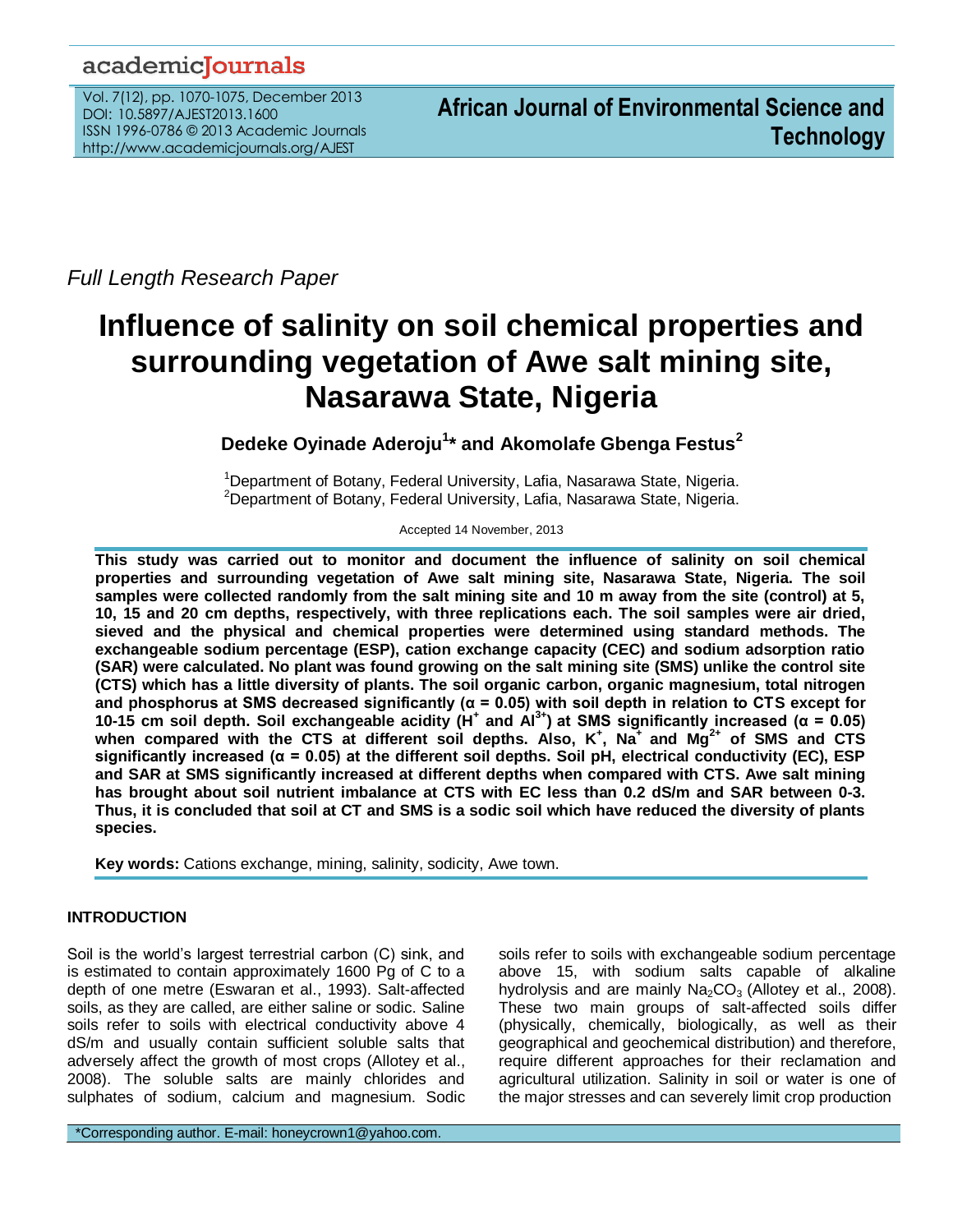*Full Length Research Paper*

# Influence of salinity on soil chemical properties and surrounding vegetation of Awe salt mining site, Nasarawa State, Nigeria

**Dedeke Oyinade Aderoju[1]* and Akomolafe Gbenga Festus[2]**

[1]Department of Botany, Federal University, Lafia, Nasarawa State, Nigeria.
[2]Department of Botany, Federal University, Lafia, Nasarawa State, Nigeria.

Accepted 14 November, 2013

**This study was carried out to monitor and document the influence of salinity on soil chemical properties and surrounding vegetation of Awe salt mining site, Nasarawa State, Nigeria. The soil samples were collected randomly from the salt mining site and 10 m away from the site (control) at 5, 10, 15 and 20 cm depths, respectively, with three replications each. The soil samples were air dried, sieved and the physical and chemical properties were determined using standard methods. The exchangeable sodium percentage (ESP), cation exchange capacity (CEC) and sodium adsorption ratio (SAR) were calculated. No plant was found growing on the salt mining site (SMS) unlike the control site (CTS) which has a little diversity of plants. The soil organic carbon, organic magnesium, total nitrogen and phosphorus at SMS decreased significantly (α = 0.05) with soil depth in relation to CTS except for 10-15 cm soil depth. Soil exchangeable acidity ($H^+$ and $Al^{3+}$) at SMS significantly increased (α = 0.05) when compared with the CTS at different soil depths. Also, $K^+$, $Na^+$ and $Mg^{2+}$ of SMS and CTS significantly increased (α = 0.05) at the different soil depths. Soil pH, electrical conductivity (EC), ESP and SAR at SMS significantly increased at different depths when compared with CTS. Awe salt mining has brought about soil nutrient imbalance at CTS with EC less than 0.2 dS/m and SAR between 0-3. Thus, it is concluded that soil at CT and SMS is a sodic soil which have reduced the diversity of plants species.**

**Key words:** Cations exchange, mining, salinity, sodicity, Awe town.

## INTRODUCTION

Soil is the world's largest terrestrial carbon (C) sink, and is estimated to contain approximately 1600 Pg of C to a depth of one metre (Eswaran et al., 1993). Salt-affected soils, as they are called, are either saline or sodic. Saline soils refer to soils with electrical conductivity above 4 dS/m and usually contain sufficient soluble salts that adversely affect the growth of most crops (Allotey et al., 2008). The soluble salts are mainly chlorides and sulphates of sodium, calcium and magnesium. Sodic soils refer to soils with exchangeable sodium percentage above 15, with sodium salts capable of alkaline hydrolysis and are mainly $Na_2CO_3$ (Allotey et al., 2008). These two main groups of salt-affected soils differ (physically, chemically, biologically, as well as their geographical and geochemical distribution) and therefore, require different approaches for their reclamation and agricultural utilization. Salinity in soil or water is one of the major stresses and can severely limit crop production

*Corresponding author. E-mail: honeycrown1@yahoo.com.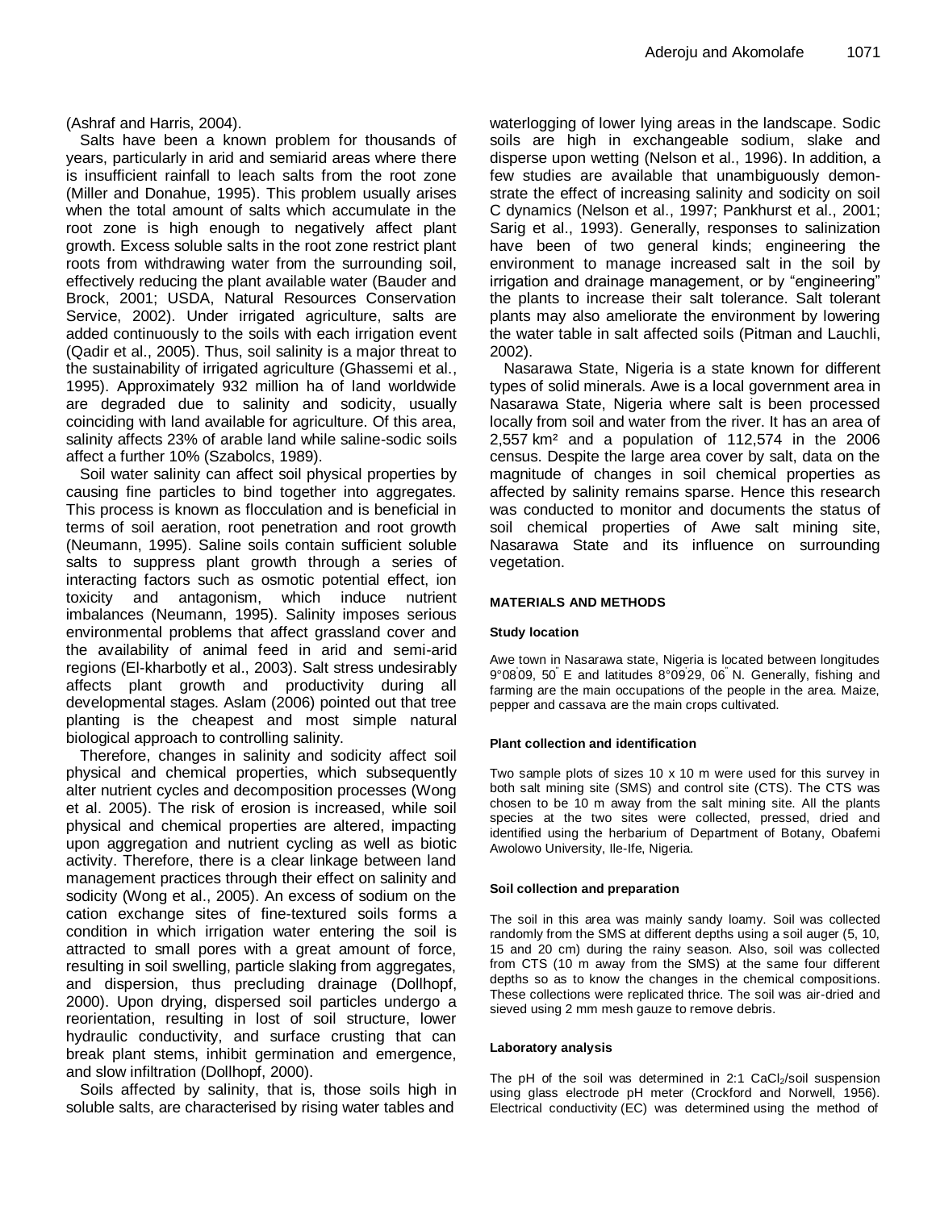(Ashraf and Harris, 2004).

Salts have been a known problem for thousands of years, particularly in arid and semiarid areas where there is insufficient rainfall to leach salts from the root zone (Miller and Donahue, 1995). This problem usually arises when the total amount of salts which accumulate in the root zone is high enough to negatively affect plant growth. Excess soluble salts in the root zone restrict plant roots from withdrawing water from the surrounding soil, effectively reducing the plant available water (Bauder and Brock, 2001; USDA, Natural Resources Conservation Service, 2002). Under irrigated agriculture, salts are added continuously to the soils with each irrigation event (Qadir et al., 2005). Thus, soil salinity is a major threat to the sustainability of irrigated agriculture (Ghassemi et al., 1995). Approximately 932 million ha of land worldwide are degraded due to salinity and sodicity, usually coinciding with land available for agriculture. Of this area, salinity affects 23% of arable land while saline-sodic soils affect a further 10% (Szabolcs, 1989).

Soil water salinity can affect soil physical properties by causing fine particles to bind together into aggregates. This process is known as flocculation and is beneficial in terms of soil aeration, root penetration and root growth (Neumann, 1995). Saline soils contain sufficient soluble salts to suppress plant growth through a series of interacting factors such as osmotic potential effect, ion toxicity and antagonism, which induce nutrient imbalances (Neumann, 1995). Salinity imposes serious environmental problems that affect grassland cover and the availability of animal feed in arid and semi-arid regions (El-kharbotly et al., 2003). Salt stress undesirably affects plant growth and productivity during all developmental stages. Aslam (2006) pointed out that tree planting is the cheapest and most simple natural biological approach to controlling salinity.

Therefore, changes in salinity and sodicity affect soil physical and chemical properties, which subsequently alter nutrient cycles and decomposition processes (Wong et al. 2005). The risk of erosion is increased, while soil physical and chemical properties are altered, impacting upon aggregation and nutrient cycling as well as biotic activity. Therefore, there is a clear linkage between land management practices through their effect on salinity and sodicity (Wong et al., 2005). An excess of sodium on the cation exchange sites of fine-textured soils forms a condition in which irrigation water entering the soil is attracted to small pores with a great amount of force, resulting in soil swelling, particle slaking from aggregates, and dispersion, thus precluding drainage (Dollhopf, 2000). Upon drying, dispersed soil particles undergo a reorientation, resulting in lost of soil structure, lower hydraulic conductivity, and surface crusting that can break plant stems, inhibit germination and emergence, and slow infiltration (Dollhopf, 2000).

Soils affected by salinity, that is, those soils high in soluble salts, are characterised by rising water tables and waterlogging of lower lying areas in the landscape. Sodic soils are high in exchangeable sodium, slake and disperse upon wetting (Nelson et al., 1996). In addition, a few studies are available that unambiguously demonstrate the effect of increasing salinity and sodicity on soil C dynamics (Nelson et al., 1997; Pankhurst et al., 2001; Sarig et al., 1993). Generally, responses to salinization have been of two general kinds; engineering the environment to manage increased salt in the soil by irrigation and drainage management, or by "engineering" the plants to increase their salt tolerance. Salt tolerant plants may also ameliorate the environment by lowering the water table in salt affected soils (Pitman and Lauchli, 2002).

Nasarawa State, Nigeria is a state known for different types of solid minerals. Awe is a local government area in Nasarawa State, Nigeria where salt is been processed locally from soil and water from the river. It has an area of 2,557 km² and a population of 112,574 in the 2006 census. Despite the large area cover by salt, data on the magnitude of changes in soil chemical properties as affected by salinity remains sparse. Hence this research was conducted to monitor and documents the status of soil chemical properties of Awe salt mining site, Nasarawa State and its influence on surrounding vegetation.

## MATERIALS AND METHODS

### Study location

Awe town in Nasarawa state, Nigeria is located between longitudes 9°08'09, 50" E and latitudes 8°09'29, 06" N. Generally, fishing and farming are the main occupations of the people in the area. Maize, pepper and cassava are the main crops cultivated.

### Plant collection and identification

Two sample plots of sizes 10 x 10 m were used for this survey in both salt mining site (SMS) and control site (CTS). The CTS was chosen to be 10 m away from the salt mining site. All the plants species at the two sites were collected, pressed, dried and identified using the herbarium of Department of Botany, Obafemi Awolowo University, Ile-Ife, Nigeria.

### Soil collection and preparation

The soil in this area was mainly sandy loamy. Soil was collected randomly from the SMS at different depths using a soil auger (5, 10, 15 and 20 cm) during the rainy season. Also, soil was collected from CTS (10 m away from the SMS) at the same four different depths so as to know the changes in the chemical compositions. These collections were replicated thrice. The soil was air-dried and sieved using 2 mm mesh gauze to remove debris.

### Laboratory analysis

The pH of the soil was determined in 2:1 $CaCl_2$/soil suspension using glass electrode pH meter (Crockford and Norwell, 1956). Electrical conductivity (EC) was determined using the method of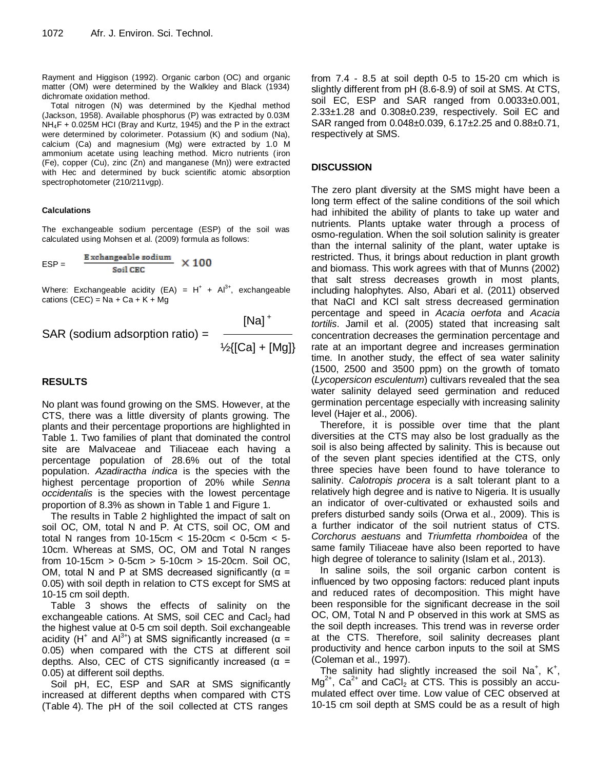Rayment and Higgison (1992). Organic carbon (OC) and organic matter (OM) were determined by the Walkley and Black (1934) dichromate oxidation method.

Total nitrogen (N) was determined by the Kjedhal method (Jackson, 1958). Available phosphorus (P) was extracted by 0.03M $NH_4F$ + 0.025M HCl (Bray and Kurtz, 1945) and the P in the extract were determined by colorimeter. Potassium (K) and sodium (Na), calcium (Ca) and magnesium (Mg) were extracted by 1.0 M ammonium acetate using leaching method. Micro nutrients (iron (Fe), copper (Cu), zinc (Zn) and manganese (Mn)) were extracted with Hec and determined by buck scientific atomic absorption spectrophotometer (210/211vgp).

#### Calculations

The exchangeable sodium percentage (ESP) of the soil was calculated using Mohsen et al. (2009) formula as follows:

$$ESP = \frac{\text{Exchangeable sodium}}{\text{Soil CEC}} \times 100$$

Where: Exchangeable acidity (EA) = $H^+$ + $Al^{3+}$, exchangeable cations (CEC) = Na + Ca + K + Mg

$$\text{SAR (sodium adsorption ratio)} = \frac{[Na]^+}{½\{[Ca] + [Mg]\}}$$

## RESULTS

No plant was found growing on the SMS. However, at the CTS, there was a little diversity of plants growing. The plants and their percentage proportions are highlighted in Table 1. Two families of plant that dominated the control site are Malvaceae and Tiliaceae each having a percentage population of 28.6% out of the total population. *Azadiractha indica* is the species with the highest percentage proportion of 20% while *Senna occidentalis* is the species with the lowest percentage proportion of 8.3% as shown in Table 1 and Figure 1.

The results in Table 2 highlighted the impact of salt on soil OC, OM, total N and P. At CTS, soil OC, OM and total N ranges from 10-15cm < 15-20cm < 0-5cm < 5-10cm. Whereas at SMS, OC, OM and Total N ranges from 10-15cm > 0-5cm > 5-10cm > 15-20cm. Soil OC, OM, total N and P at SMS decreased significantly ($\alpha$ = 0.05) with soil depth in relation to CTS except for SMS at 10-15 cm soil depth.

Table 3 shows the effects of salinity on the exchangeable cations. At SMS, soil CEC and $CaCl_2$ had the highest value at 0-5 cm soil depth. Soil exchangeable acidity ($H^+$ and $Al^{3+}$) at SMS significantly increased ($\alpha$ = 0.05) when compared with the CTS at different soil depths. Also, CEC of CTS significantly increased ($\alpha$ = 0.05) at different soil depths.

Soil pH, EC, ESP and SAR at SMS significantly increased at different depths when compared with CTS (Table 4). The pH of the soil collected at CTS ranges from 7.4 - 8.5 at soil depth 0-5 to 15-20 cm which is slightly different from pH (8.6-8.9) of soil at SMS. At CTS, soil EC, ESP and SAR ranged from 0.0033±0.001, 2.33±1.28 and 0.308±0.239, respectively. Soil EC and SAR ranged from 0.048±0.039, 6.17±2.25 and 0.88±0.71, respectively at SMS.

## DISCUSSION

The zero plant diversity at the SMS might have been a long term effect of the saline conditions of the soil which had inhibited the ability of plants to take up water and nutrients. Plants uptake water through a process of osmo-regulation. When the soil solution salinity is greater than the internal salinity of the plant, water uptake is restricted. Thus, it brings about reduction in plant growth and biomass. This work agrees with that of Munns (2002) that salt stress decreases growth in most plants, including halophytes. Also, Abari et al. (2011) observed that NaCl and KCl salt stress decreased germination percentage and speed in *Acacia oerfota* and *Acacia tortilis*. Jamil et al. (2005) stated that increasing salt concentration decreases the germination percentage and rate at an important degree and increases germination time. In another study, the effect of sea water salinity (1500, 2500 and 3500 ppm) on the growth of tomato (*Lycopersicon esculentum*) cultivars revealed that the sea water salinity delayed seed germination and reduced germination percentage especially with increasing salinity level (Hajer et al., 2006).

Therefore, it is possible over time that the plant diversities at the CTS may also be lost gradually as the soil is also being affected by salinity. This is because out of the seven plant species identified at the CTS, only three species have been found to have tolerance to salinity. *Calotropis procera* is a salt tolerant plant to a relatively high degree and is native to Nigeria. It is usually an indicator of over-cultivated or exhausted soils and prefers disturbed sandy soils (Orwa et al., 2009). This is a further indicator of the soil nutrient status of CTS. *Corchorus aestuans* and *Triumfetta rhomboidea* of the same family Tiliaceae have also been reported to have high degree of tolerance to salinity (Islam et al., 2013).

In saline soils, the soil organic carbon content is influenced by two opposing factors: reduced plant inputs and reduced rates of decomposition. This might have been responsible for the significant decrease in the soil OC, OM, Total N and P observed in this work at SMS as the soil depth increases. This trend was in reverse order at the CTS. Therefore, soil salinity decreases plant productivity and hence carbon inputs to the soil at SMS (Coleman et al., 1997).

The salinity had slightly increased the soil $Na^+$, $K^+$, $Mg^{2+}$, $Ca^{2+}$ and $CaCl_2$ at CTS. This is possibly an accumulated effect over time. Low value of CEC observed at 10-15 cm soil depth at SMS could be as a result of high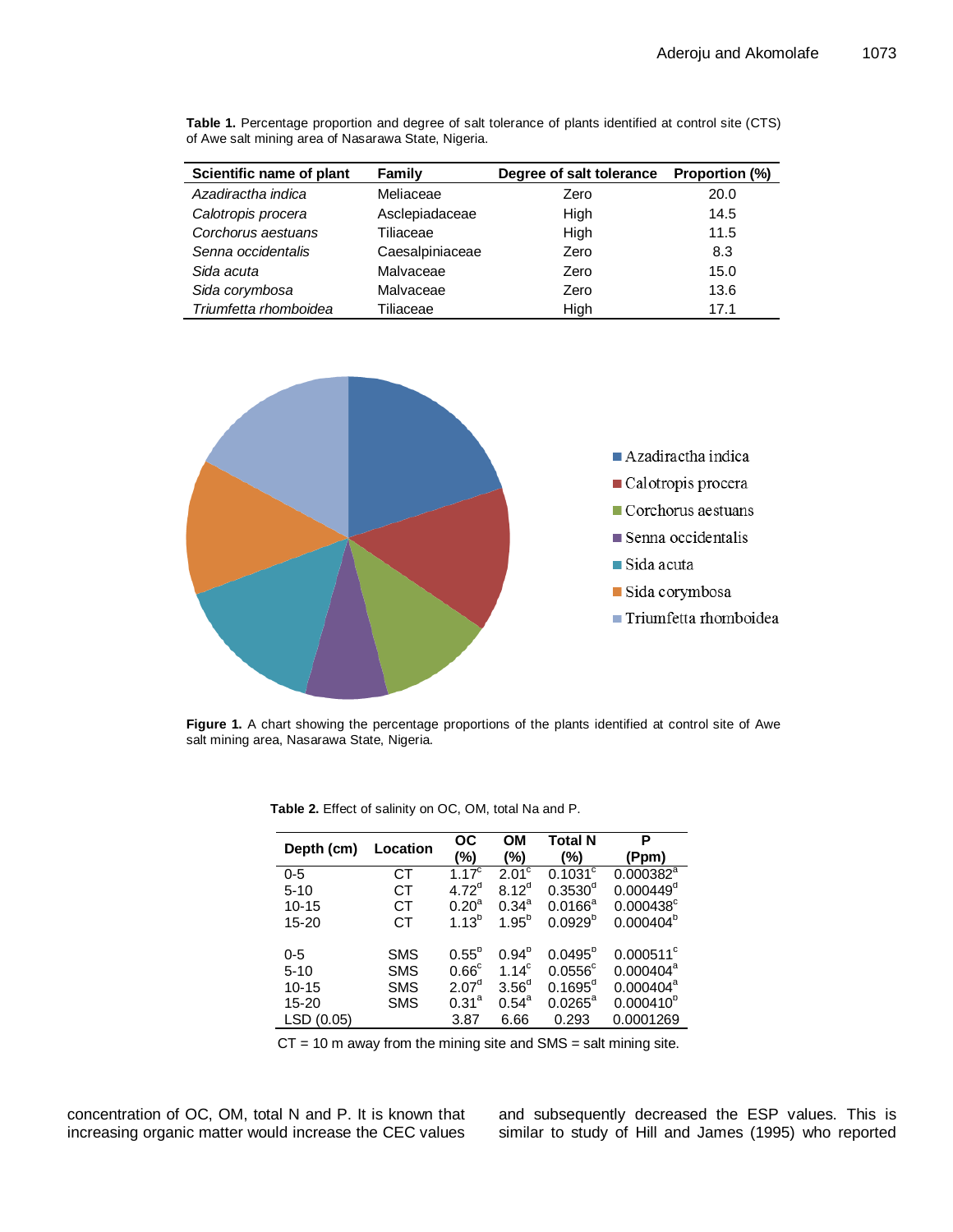**Table 1.** Percentage proportion and degree of salt tolerance of plants identified at control site (CTS) of Awe salt mining area of Nasarawa State, Nigeria.

| Scientific name of plant | Family | Degree of salt tolerance | Proportion (%) |
|---|---|---|---|
| *Azadiractha indica* | Meliaceae | Zero | 20.0 |
| *Calotropis procera* | Asclepiadaceae | High | 14.5 |
| *Corchorus aestuans* | Tiliaceae | High | 11.5 |
| *Senna occidentalis* | Caesalpiniaceae | Zero | 8.3 |
| *Sida acuta* | Malvaceae | Zero | 15.0 |
| *Sida corymbosa* | Malvaceae | Zero | 13.6 |
| *Triumfetta rhomboidea* | Tiliaceae | High | 17.1 |

**Figure 1.** A chart showing the percentage proportions of the plants identified at control site of Awe salt mining area, Nasarawa State, Nigeria.

**Table 2.** Effect of salinity on OC, OM, total Na and P.

| Depth (cm) | Location | OC (%) | OM (%) | Total N (%) | P (Ppm) |
|---|---|---|---|---|---|
| 0-5 | CT | 1.17[c] | 2.01[c] | 0.1031[c] | 0.000382[a] |
| 5-10 | CT | 4.72[d] | 8.12[d] | 0.3530[d] | 0.000449[d] |
| 10-15 | CT | 0.20[a] | 0.34[a] | 0.0166[a] | 0.000438[c] |
| 15-20 | CT | 1.13[b] | 1.95[b] | 0.0929[b] | 0.000404[b] |
| 0-5 | SMS | 0.55[b] | 0.94[b] | 0.0495[b] | 0.000511[c] |
| 5-10 | SMS | 0.66[c] | 1.14[c] | 0.0556[c] | 0.000404[a] |
| 10-15 | SMS | 2.07[d] | 3.56[d] | 0.1695[d] | 0.000404[a] |
| 15-20 | SMS | 0.31[a] | 0.54[a] | 0.0265[a] | 0.000410[b] |
| LSD (0.05) | | 3.87 | 6.66 | 0.293 | 0.0001269 |

CT = 10 m away from the mining site and SMS = salt mining site.

concentration of OC, OM, total N and P. It is known that increasing organic matter would increase the CEC values and subsequently decreased the ESP values. This is similar to study of Hill and James (1995) who reported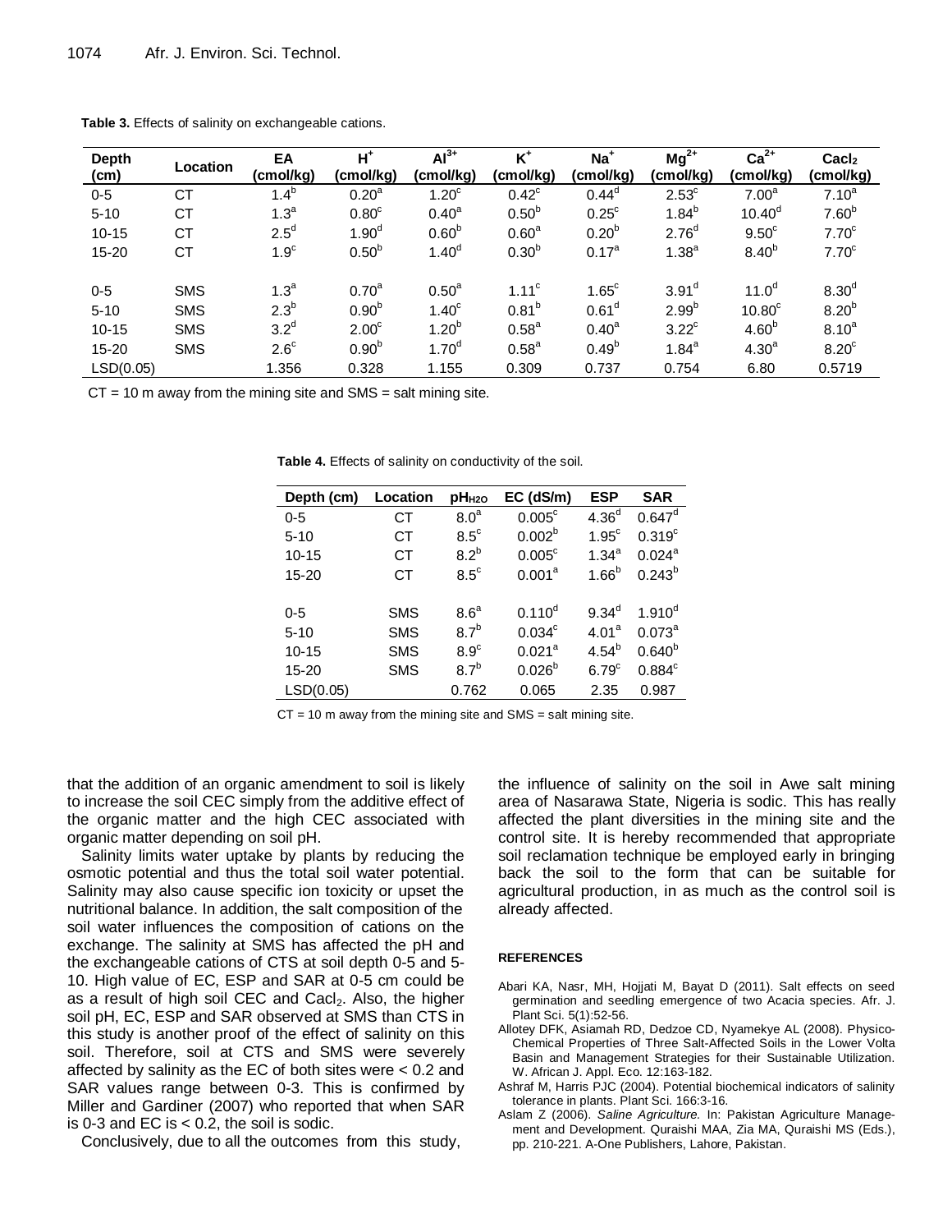**Table 3.** Effects of salinity on exchangeable cations.

| Depth (cm) | Location | EA (cmol/kg) | $H^+$ (cmol/kg) | $Al^{3+}$ (cmol/kg) | $K^+$ (cmol/kg) | $Na^+$ (cmol/kg) | $Mg^{2+}$ (cmol/kg) | $Ca^{2+}$ (cmol/kg) | $Cacl_2$ (cmol/kg) |
|---|---|---|---|---|---|---|---|---|---|
| 0-5 | CT | $1.4^b$ | $0.20^a$ | $1.20^c$ | $0.42^c$ | $0.44^d$ | $2.53^c$ | $7.00^a$ | $7.10^a$ |
| 5-10 | CT | $1.3^a$ | $0.80^c$ | $0.40^a$ | $0.50^b$ | $0.25^c$ | $1.84^b$ | $10.40^d$ | $7.60^b$ |
| 10-15 | CT | $2.5^d$ | $1.90^d$ | $0.60^b$ | $0.60^a$ | $0.20^b$ | $2.76^d$ | $9.50^c$ | $7.70^c$ |
| 15-20 | CT | $1.9^c$ | $0.50^b$ | $1.40^d$ | $0.30^b$ | $0.17^a$ | $1.38^a$ | $8.40^b$ | $7.70^c$ |
| 0-5 | SMS | $1.3^a$ | $0.70^a$ | $0.50^a$ | $1.11^c$ | $1.65^c$ | $3.91^d$ | $11.0^d$ | $8.30^d$ |
| 5-10 | SMS | $2.3^b$ | $0.90^b$ | $1.40^c$ | $0.81^b$ | $0.61^d$ | $2.99^b$ | $10.80^c$ | $8.20^b$ |
| 10-15 | SMS | $3.2^d$ | $2.00^c$ | $1.20^b$ | $0.58^a$ | $0.40^a$ | $3.22^c$ | $4.60^b$ | $8.10^a$ |
| 15-20 | SMS | $2.6^c$ | $0.90^b$ | $1.70^d$ | $0.58^a$ | $0.49^b$ | $1.84^a$ | $4.30^a$ | $8.20^c$ |
| LSD(0.05) | | 1.356 | 0.328 | 1.155 | 0.309 | 0.737 | 0.754 | 6.80 | 0.5719 |

CT = 10 m away from the mining site and SMS = salt mining site.

**Table 4.** Effects of salinity on conductivity of the soil.

| Depth (cm) | Location | $pH_{H2O}$ | EC (dS/m) | ESP | SAR |
|---|---|---|---|---|---|
| 0-5 | CT | $8.0^a$ | $0.005^c$ | $4.36^d$ | $0.647^d$ |
| 5-10 | CT | $8.5^c$ | $0.002^b$ | $1.95^c$ | $0.319^c$ |
| 10-15 | CT | $8.2^b$ | $0.005^c$ | $1.34^a$ | $0.024^a$ |
| 15-20 | CT | $8.5^c$ | $0.001^a$ | $1.66^b$ | $0.243^b$ |
| 0-5 | SMS | $8.6^a$ | $0.110^d$ | $9.34^d$ | $1.910^d$ |
| 5-10 | SMS | $8.7^b$ | $0.034^c$ | $4.01^a$ | $0.073^a$ |
| 10-15 | SMS | $8.9^c$ | $0.021^a$ | $4.54^b$ | $0.640^b$ |
| 15-20 | SMS | $8.7^b$ | $0.026^b$ | $6.79^c$ | $0.884^c$ |
| LSD(0.05) | | 0.762 | 0.065 | 2.35 | 0.987 |

CT = 10 m away from the mining site and SMS = salt mining site.

that the addition of an organic amendment to soil is likely to increase the soil CEC simply from the additive effect of the organic matter and the high CEC associated with organic matter depending on soil pH.

Salinity limits water uptake by plants by reducing the osmotic potential and thus the total soil water potential. Salinity may also cause specific ion toxicity or upset the nutritional balance. In addition, the salt composition of the soil water influences the composition of cations on the exchange. The salinity at SMS has affected the pH and the exchangeable cations of CTS at soil depth 0-5 and 5-10. High value of EC, ESP and SAR at 0-5 cm could be as a result of high soil CEC and $Cacl_2$. Also, the higher soil pH, EC, ESP and SAR observed at SMS than CTS in this study is another proof of the effect of salinity on this soil. Therefore, soil at CTS and SMS were severely affected by salinity as the EC of both sites were < 0.2 and SAR values range between 0-3. This is confirmed by Miller and Gardiner (2007) who reported that when SAR is 0-3 and EC is < 0.2, the soil is sodic.

Conclusively, due to all the outcomes from this study, the influence of salinity on the soil in Awe salt mining area of Nasarawa State, Nigeria is sodic. This has really affected the plant diversities in the mining site and the control site. It is hereby recommended that appropriate soil reclamation technique be employed early in bringing back the soil to the form that can be suitable for agricultural production, in as much as the control soil is already affected.

## REFERENCES

Abari KA, Nasr, MH, Hojjati M, Bayat D (2011). Salt effects on seed germination and seedling emergence of two Acacia species. Afr. J. Plant Sci. 5(1):52-56.

Allotey DFK, Asiamah RD, Dedzoe CD, Nyamekye AL (2008). Physico-Chemical Properties of Three Salt-Affected Soils in the Lower Volta Basin and Management Strategies for their Sustainable Utilization. W. African J. Appl. Eco. 12:163-182.

Ashraf M, Harris PJC (2004). Potential biochemical indicators of salinity tolerance in plants. Plant Sci. 166:3-16.

Aslam Z (2006). *Saline Agriculture.* In: Pakistan Agriculture Management and Development. Quraishi MAA, Zia MA, Quraishi MS (Eds.), pp. 210-221. A-One Publishers, Lahore, Pakistan.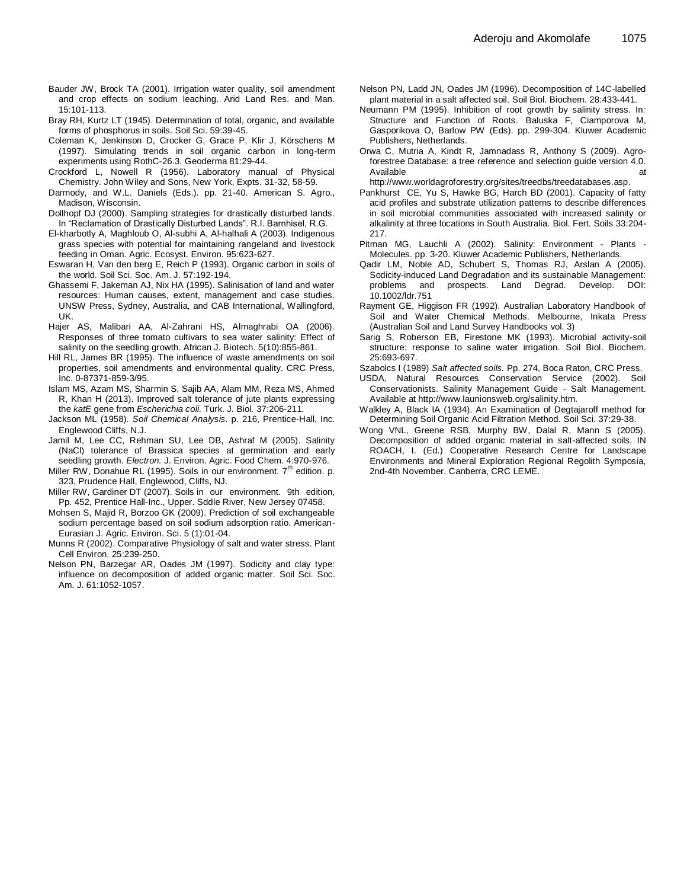Bauder JW, Brock TA (2001). Irrigation water quality, soil amendment and crop effects on sodium leaching. Arid Land Res. and Man. 15:101-113.

Bray RH, Kurtz LT (1945). Determination of total, organic, and available forms of phosphorus in soils. Soil Sci. 59:39-45.

Coleman K, Jenkinson D, Crocker G, Grace P, Klir J, Körschens M (1997). Simulating trends in soil organic carbon in long-term experiments using RothC-26.3. Geoderma 81:29-44.

Crockford L, Nowell R (1956). Laboratory manual of Physical Chemistry. John Wiley and Sons, New York, Expts. 31-32, 58-59.

Darmody, and W.L. Daniels (Eds.). pp. 21-40. American S. Agro., Madison, Wisconsin.

Dollhopf DJ (2000). Sampling strategies for drastically disturbed lands. In "Reclamation of Drastically Disturbed Lands". R.I. Barnhisel, R.G.

El-kharbotly A, Maghloub O, Al-subhi A, Al-halhali A (2003). Indigenous grass species with potential for maintaining rangeland and livestock feeding in Oman. Agric. Ecosyst. Environ. 95:623-627.

Eswaran H, Van den berg E, Reich P (1993). Organic carbon in soils of the world. Soil Sci. Soc. Am. J. 57:192-194.

Ghassemi F, Jakeman AJ, Nix HA (1995). Salinisation of land and water resources: Human causes, extent, management and case studies. UNSW Press, Sydney, Australia, and CAB International, Wallingford, UK.

Hajer AS, Malibari AA, Al-Zahrani HS, Almaghrabi OA (2006). Responses of three tomato cultivars to sea water salinity: Effect of salinity on the seedling growth. African J. Biotech. 5(10):855-861.

Hill RL, James BR (1995). The influence of waste amendments on soil properties, soil amendments and environmental quality. CRC Press, Inc. 0-87371-859-3/95.

Islam MS, Azam MS, Sharmin S, Sajib AA, Alam MM, Reza MS, Ahmed R, Khan H (2013). Improved salt tolerance of jute plants expressing the *katE* gene from *Escherichia coli.* Turk. J. Biol. 37:206-211.

Jackson ML (1958). *Soil Chemical Analysis*. p. 216, Prentice-Hall, Inc. Englewood Cliffs, N.J.

Jamil M, Lee CC, Rehman SU, Lee DB, Ashraf M (2005). Salinity (NaCl) tolerance of Brassica species at germination and early seedling growth. *Electron.* J. Environ. Agric. Food Chem. 4:970-976.

Miller RW, Donahue RL (1995). Soils in our environment. 7th edition. p. 323, Prudence Hall, Englewood, Cliffs, NJ.

Miller RW, Gardiner DT (2007). Soils in our environment. 9th edition, Pp. 452, Prentice Hall-Inc., Upper. Sddle River, New Jersey 07458.

Mohsen S, Majid R, Borzoo GK (2009). Prediction of soil exchangeable sodium percentage based on soil sodium adsorption ratio. American-Eurasian J. Agric. Environ. Sci. 5 (1):01-04.

Munns R (2002). Comparative Physiology of salt and water stress. Plant Cell Environ. 25:239-250.

Nelson PN, Barzegar AR, Oades JM (1997). Sodicity and clay type: influence on decomposition of added organic matter. Soil Sci. Soc. Am. J. 61:1052-1057.

Nelson PN, Ladd JN, Oades JM (1996). Decomposition of 14C-labelled plant material in a salt affected soil. Soil Biol. Biochem. 28:433-441.

Neumann PM (1995). Inhibition of root growth by salinity stress. In*:* Structure and Function of Roots. Baluska F, Ciamporova M, Gasporikova O, Barlow PW (Eds). pp. 299-304. Kluwer Academic Publishers, Netherlands.

Orwa C, Mutria A, Kindt R, Jamnadass R, Anthony S (2009). Agro-forestree Database: a tree reference and selection guide version 4.0. Available at http://www.worldagroforestry.org/sites/treedbs/treedatabases.asp.

Pankhurst CE, Yu S, Hawke BG, Harch BD (2001). Capacity of fatty acid profiles and substrate utilization patterns to describe differences in soil microbial communities associated with increased salinity or alkalinity at three locations in South Australia. Biol. Fert. Soils 33:204-217.

Pitman MG, Lauchli A (2002). Salinity: Environment - Plants - Molecules. pp. 3-20. Kluwer Academic Publishers, Netherlands.

Qadir LM, Noble AD, Schubert S, Thomas RJ, Arslan A (2005). Sodicity-induced Land Degradation and its sustainable Management: problems and prospects. Land Degrad. Develop. DOI: 10.1002/ldr.751

Rayment GE, Higgison FR (1992). Australian Laboratory Handbook of Soil and Water Chemical Methods. Melbourne, Inkata Press (Australian Soil and Land Survey Handbooks vol. 3)

Sarig S, Roberson EB, Firestone MK (1993). Microbial activity-soil structure: response to saline water irrigation. Soil Biol. Biochem. 25:693-697.

Szabolcs I (1989) *Salt affected soils.* Pp. 274, Boca Raton, CRC Press.

USDA, Natural Resources Conservation Service (2002). Soil Conservationists. Salinity Management Guide - Salt Management. Available at http://www.launionsweb.org/salinity.htm.

Walkley A, Black IA (1934). An Examination of Degtajaroff method for Determining Soil Organic Acid Filtration Method. Soil Sci. 37:29-38.

Wong VNL, Greene RSB, Murphy BW, Dalal R, Mann S (2005). Decomposition of added organic material in salt-affected soils. IN ROACH, I. (Ed.) Cooperative Research Centre for Landscape Environments and Mineral Exploration Regional Regolith Symposia, 2nd-4th November. Canberra, CRC LEME.